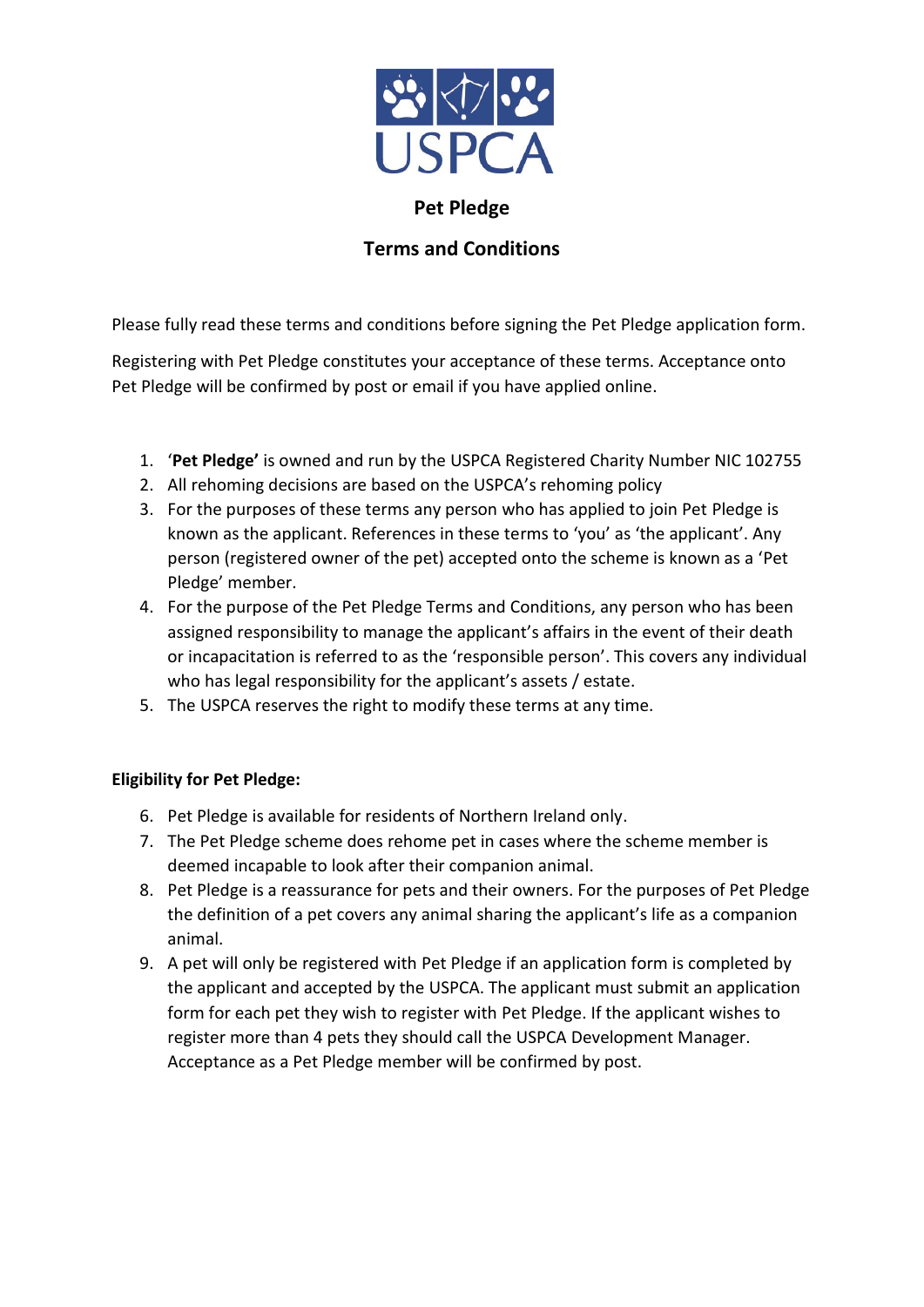USPCA

# Pet Pledge

## Terms and Conditions

Please fully read these terms and conditions before signing the Pet Pledge application form.

Registering with Pet Pledge constitutes your acceptance of these terms. Acceptance onto Pet Pledge will be confirmed by post or email if you have applied online.

1. '**Pet Pledge'** is owned and run by the USPCA Registered Charity Number NIC 102755
2. All rehoming decisions are based on the USPCA's rehoming policy
3. For the purposes of these terms any person who has applied to join Pet Pledge is known as the applicant. References in these terms to 'you' as 'the applicant'. Any person (registered owner of the pet) accepted onto the scheme is known as a 'Pet Pledge' member.
4. For the purpose of the Pet Pledge Terms and Conditions, any person who has been assigned responsibility to manage the applicant's affairs in the event of their death or incapacitation is referred to as the 'responsible person'. This covers any individual who has legal responsibility for the applicant's assets / estate.
5. The USPCA reserves the right to modify these terms at any time.

**Eligibility for Pet Pledge:**

6. Pet Pledge is available for residents of Northern Ireland only.
7. The Pet Pledge scheme does rehome pet in cases where the scheme member is deemed incapable to look after their companion animal.
8. Pet Pledge is a reassurance for pets and their owners. For the purposes of Pet Pledge the definition of a pet covers any animal sharing the applicant's life as a companion animal.
9. A pet will only be registered with Pet Pledge if an application form is completed by the applicant and accepted by the USPCA. The applicant must submit an application form for each pet they wish to register with Pet Pledge. If the applicant wishes to register more than 4 pets they should call the USPCA Development Manager. Acceptance as a Pet Pledge member will be confirmed by post.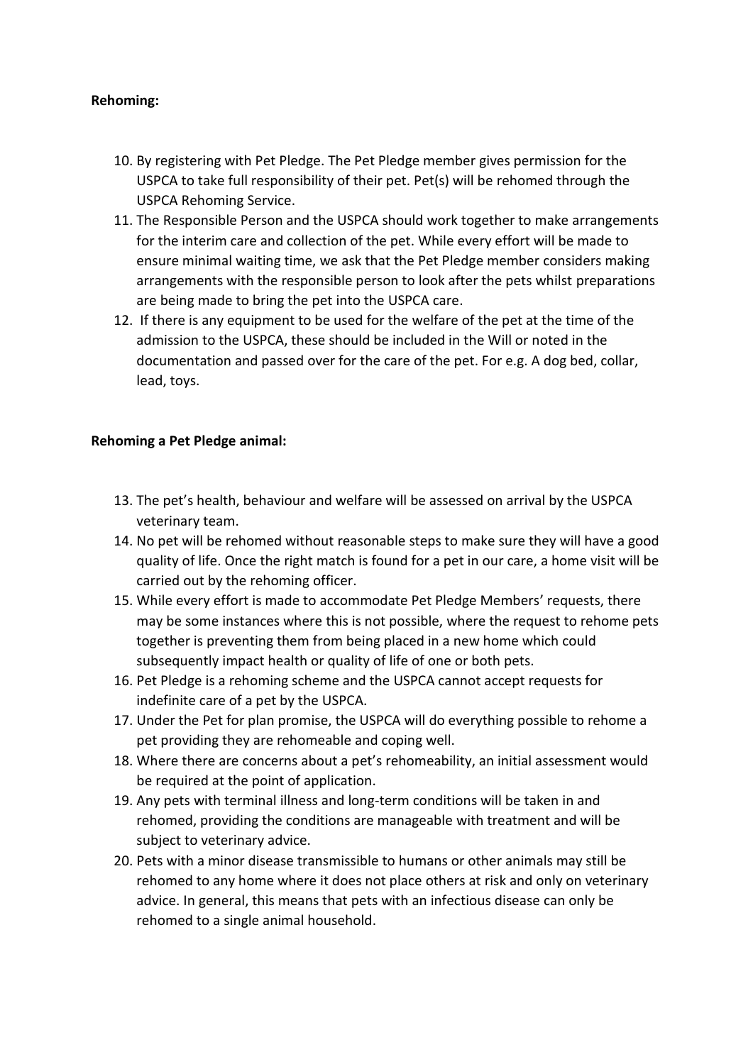**Rehoming:**

10. By registering with Pet Pledge. The Pet Pledge member gives permission for the USPCA to take full responsibility of their pet. Pet(s) will be rehomed through the USPCA Rehoming Service.
11. The Responsible Person and the USPCA should work together to make arrangements for the interim care and collection of the pet. While every effort will be made to ensure minimal waiting time, we ask that the Pet Pledge member considers making arrangements with the responsible person to look after the pets whilst preparations are being made to bring the pet into the USPCA care.
12. If there is any equipment to be used for the welfare of the pet at the time of the admission to the USPCA, these should be included in the Will or noted in the documentation and passed over for the care of the pet. For e.g. A dog bed, collar, lead, toys.

**Rehoming a Pet Pledge animal:**

13. The pet's health, behaviour and welfare will be assessed on arrival by the USPCA veterinary team.
14. No pet will be rehomed without reasonable steps to make sure they will have a good quality of life. Once the right match is found for a pet in our care, a home visit will be carried out by the rehoming officer.
15. While every effort is made to accommodate Pet Pledge Members' requests, there may be some instances where this is not possible, where the request to rehome pets together is preventing them from being placed in a new home which could subsequently impact health or quality of life of one or both pets.
16. Pet Pledge is a rehoming scheme and the USPCA cannot accept requests for indefinite care of a pet by the USPCA.
17. Under the Pet for plan promise, the USPCA will do everything possible to rehome a pet providing they are rehomeable and coping well.
18. Where there are concerns about a pet's rehomeability, an initial assessment would be required at the point of application.
19. Any pets with terminal illness and long-term conditions will be taken in and rehomed, providing the conditions are manageable with treatment and will be subject to veterinary advice.
20. Pets with a minor disease transmissible to humans or other animals may still be rehomed to any home where it does not place others at risk and only on veterinary advice. In general, this means that pets with an infectious disease can only be rehomed to a single animal household.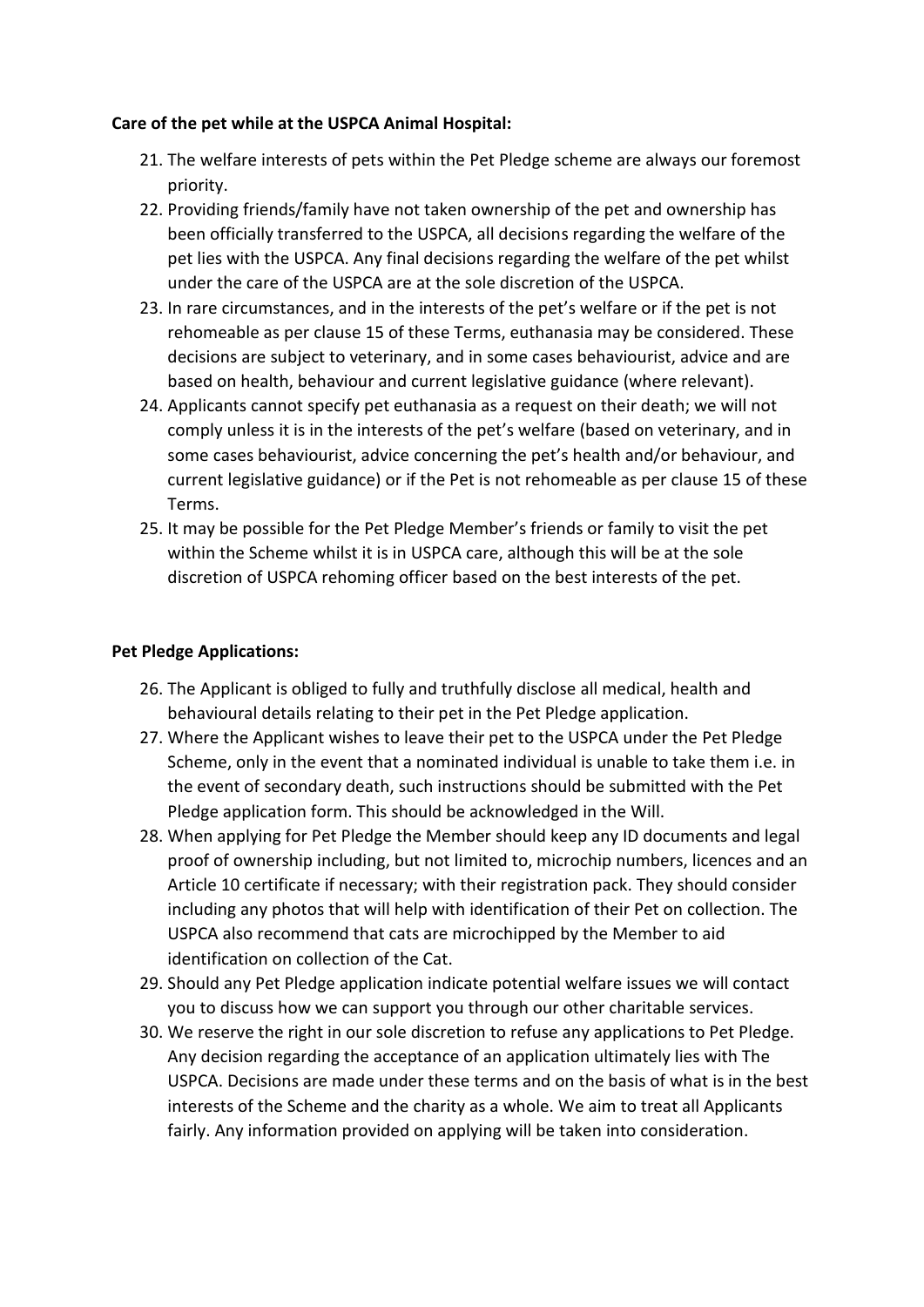**Care of the pet while at the USPCA Animal Hospital:**

21. The welfare interests of pets within the Pet Pledge scheme are always our foremost priority.
22. Providing friends/family have not taken ownership of the pet and ownership has been officially transferred to the USPCA, all decisions regarding the welfare of the pet lies with the USPCA. Any final decisions regarding the welfare of the pet whilst under the care of the USPCA are at the sole discretion of the USPCA.
23. In rare circumstances, and in the interests of the pet's welfare or if the pet is not rehomeable as per clause 15 of these Terms, euthanasia may be considered. These decisions are subject to veterinary, and in some cases behaviourist, advice and are based on health, behaviour and current legislative guidance (where relevant).
24. Applicants cannot specify pet euthanasia as a request on their death; we will not comply unless it is in the interests of the pet's welfare (based on veterinary, and in some cases behaviourist, advice concerning the pet's health and/or behaviour, and current legislative guidance) or if the Pet is not rehomeable as per clause 15 of these Terms.
25. It may be possible for the Pet Pledge Member's friends or family to visit the pet within the Scheme whilst it is in USPCA care, although this will be at the sole discretion of USPCA rehoming officer based on the best interests of the pet.

**Pet Pledge Applications:**

26. The Applicant is obliged to fully and truthfully disclose all medical, health and behavioural details relating to their pet in the Pet Pledge application.
27. Where the Applicant wishes to leave their pet to the USPCA under the Pet Pledge Scheme, only in the event that a nominated individual is unable to take them i.e. in the event of secondary death, such instructions should be submitted with the Pet Pledge application form. This should be acknowledged in the Will.
28. When applying for Pet Pledge the Member should keep any ID documents and legal proof of ownership including, but not limited to, microchip numbers, licences and an Article 10 certificate if necessary; with their registration pack. They should consider including any photos that will help with identification of their Pet on collection. The USPCA also recommend that cats are microchipped by the Member to aid identification on collection of the Cat.
29. Should any Pet Pledge application indicate potential welfare issues we will contact you to discuss how we can support you through our other charitable services.
30. We reserve the right in our sole discretion to refuse any applications to Pet Pledge. Any decision regarding the acceptance of an application ultimately lies with The USPCA. Decisions are made under these terms and on the basis of what is in the best interests of the Scheme and the charity as a whole. We aim to treat all Applicants fairly. Any information provided on applying will be taken into consideration.